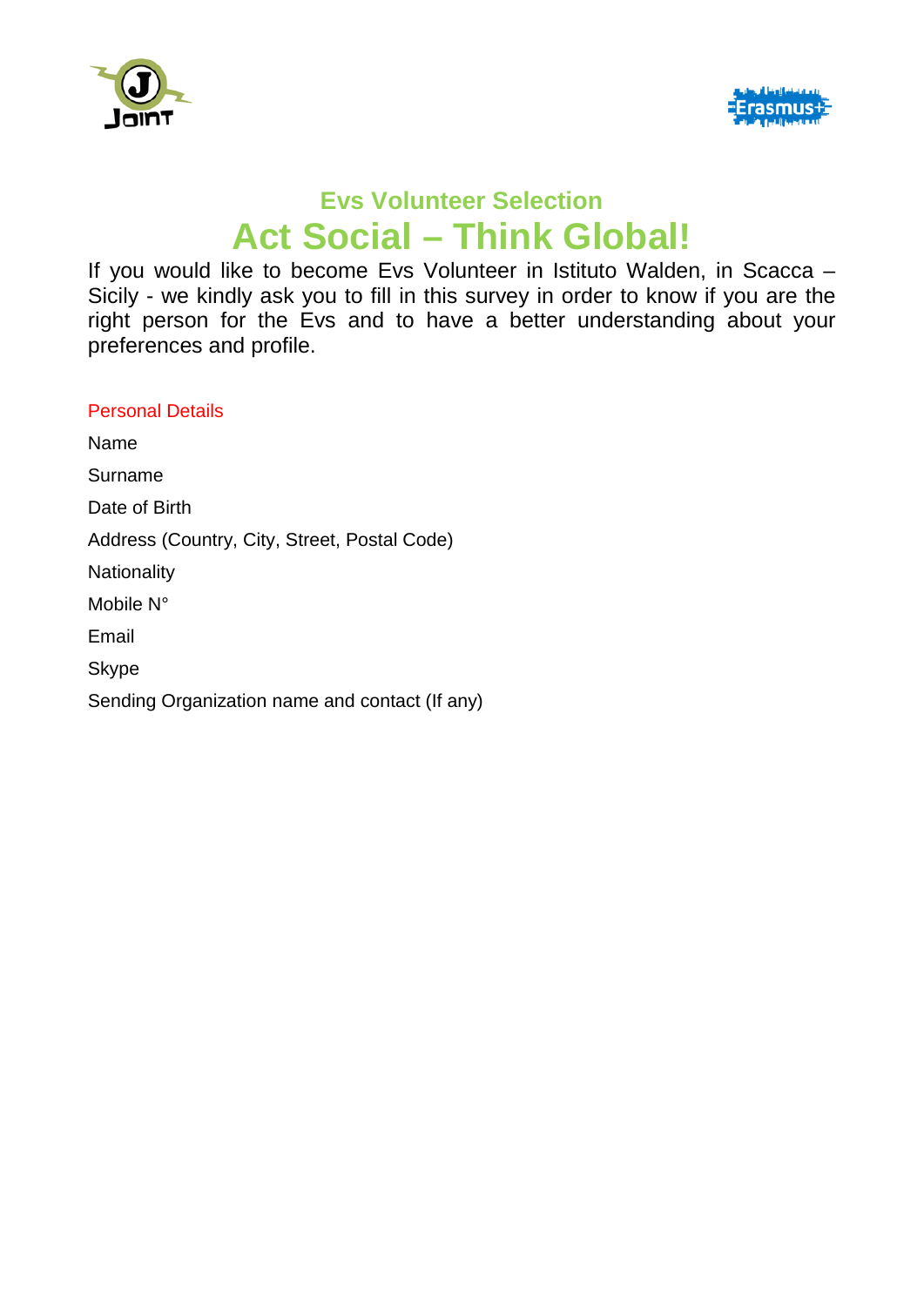## Evs Volunteer Selection

# Act Social – Think Global!

If you would like to become Evs Volunteer in Istituto Walden, in Scacca – Sicily - we kindly ask you to fill in this survey in order to know if you are the right person for the Evs and to have a better understanding about your preferences and profile.

### Personal Details

Name

Surname

Date of Birth

Address (Country, City, Street, Postal Code)

Nationality

Mobile N°

Email

Skype

Sending Organization name and contact (If any)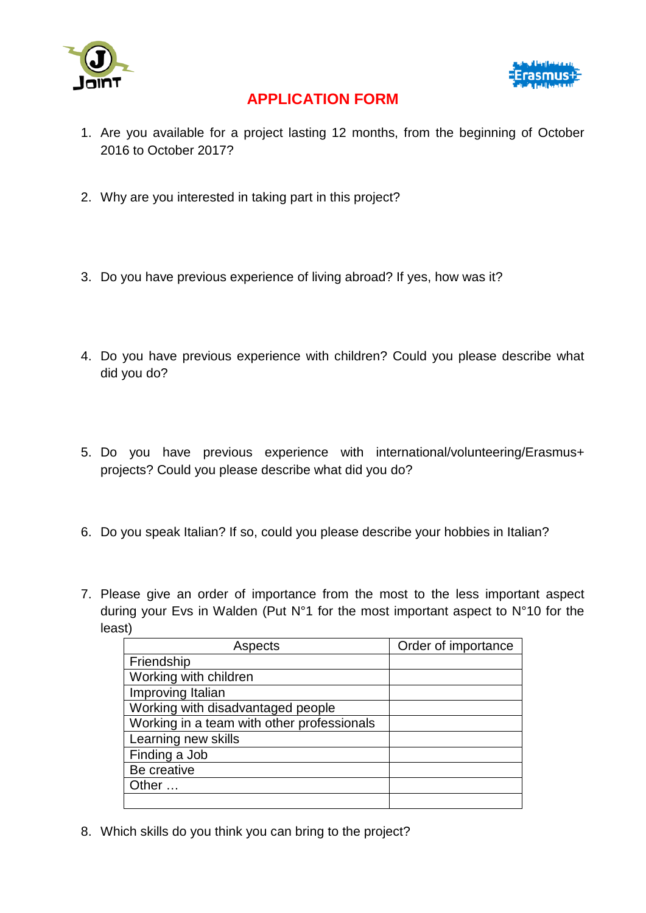# APPLICATION FORM

1. Are you available for a project lasting 12 months, from the beginning of October 2016 to October 2017?

2. Why are you interested in taking part in this project?

3. Do you have previous experience of living abroad? If yes, how was it?

4. Do you have previous experience with children? Could you please describe what did you do?

5. Do you have previous experience with international/volunteering/Erasmus+ projects? Could you please describe what did you do?

6. Do you speak Italian? If so, could you please describe your hobbies in Italian?

7. Please give an order of importance from the most to the less important aspect during your Evs in Walden (Put N°1 for the most important aspect to N°10 for the least)

| Aspects | Order of importance |
|---|---|
| Friendship | |
| Working with children | |
| Improving Italian | |
| Working with disadvantaged people | |
| Working in a team with other professionals | |
| Learning new skills | |
| Finding a Job | |
| Be creative | |
| Other … | |
| | |

8. Which skills do you think you can bring to the project?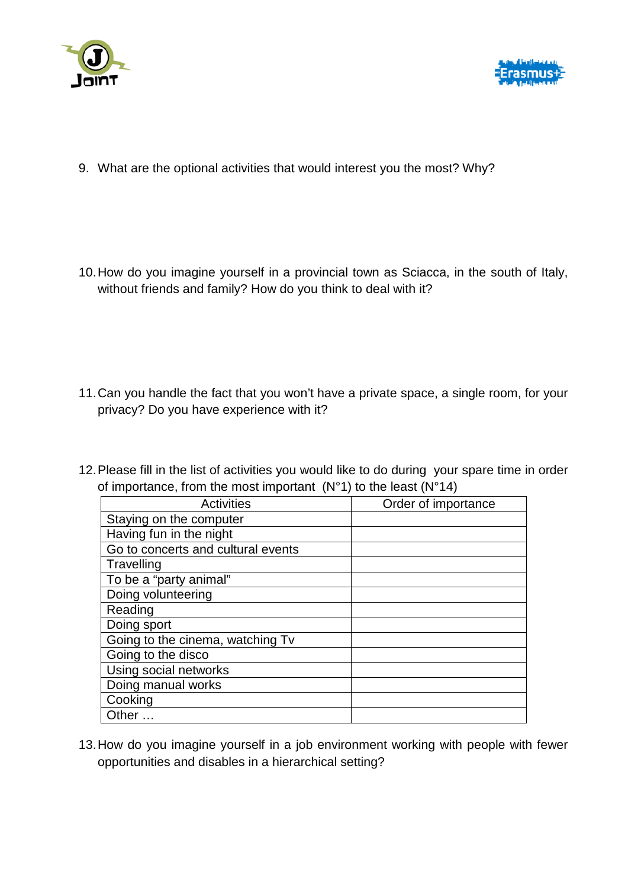9. What are the optional activities that would interest you the most? Why?

10. How do you imagine yourself in a provincial town as Sciacca, in the south of Italy, without friends and family? How do you think to deal with it?

11. Can you handle the fact that you won't have a private space, a single room, for your privacy? Do you have experience with it?

12. Please fill in the list of activities you would like to do during your spare time in order of importance, from the most important (N°1) to the least (N°14)

| Activities | Order of importance |
|---|---|
| Staying on the computer | |
| Having fun in the night | |
| Go to concerts and cultural events | |
| Travelling | |
| To be a "party animal" | |
| Doing volunteering | |
| Reading | |
| Doing sport | |
| Going to the cinema, watching Tv | |
| Going to the disco | |
| Using social networks | |
| Doing manual works | |
| Cooking | |
| Other … | |

13. How do you imagine yourself in a job environment working with people with fewer opportunities and disables in a hierarchical setting?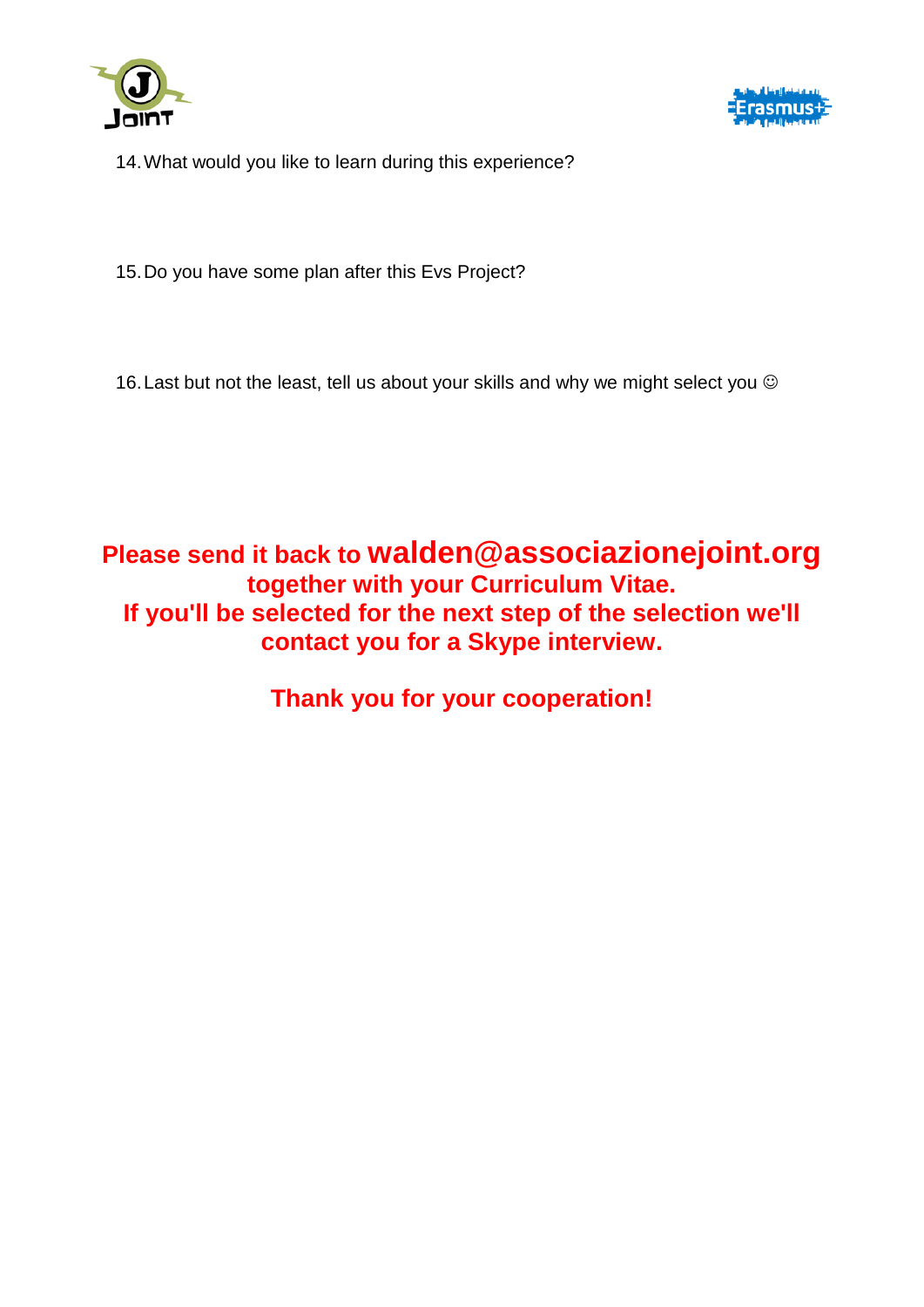14. What would you like to learn during this experience?

15. Do you have some plan after this Evs Project?

16. Last but not the least, tell us about your skills and why we might select you ☺

**Please send it back to walden@associazionejoint.org together with your Curriculum Vitae.**
**If you'll be selected for the next step of the selection we'll contact you for a Skype interview.**

**Thank you for your cooperation!**